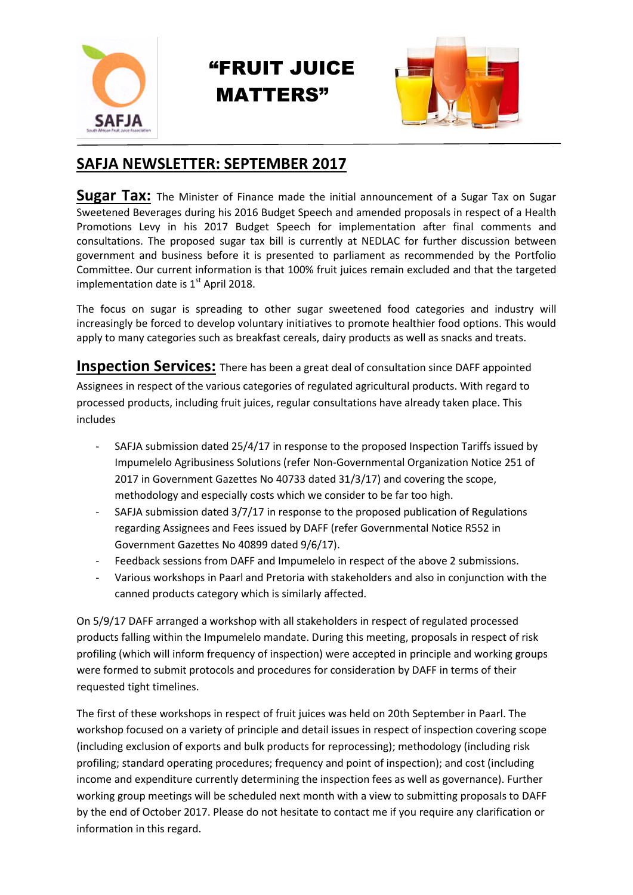# "FRUIT JUICE MATTERS"

## SAFJA NEWSLETTER: SEPTEMBER 2017

**Sugar Tax:** The Minister of Finance made the initial announcement of a Sugar Tax on Sugar Sweetened Beverages during his 2016 Budget Speech and amended proposals in respect of a Health Promotions Levy in his 2017 Budget Speech for implementation after final comments and consultations. The proposed sugar tax bill is currently at NEDLAC for further discussion between government and business before it is presented to parliament as recommended by the Portfolio Committee. Our current information is that 100% fruit juices remain excluded and that the targeted implementation date is 1st April 2018.

The focus on sugar is spreading to other sugar sweetened food categories and industry will increasingly be forced to develop voluntary initiatives to promote healthier food options. This would apply to many categories such as breakfast cereals, dairy products as well as snacks and treats.

**Inspection Services:** There has been a great deal of consultation since DAFF appointed Assignees in respect of the various categories of regulated agricultural products. With regard to processed products, including fruit juices, regular consultations have already taken place. This includes

- SAFJA submission dated 25/4/17 in response to the proposed Inspection Tariffs issued by Impumelelo Agribusiness Solutions (refer Non-Governmental Organization Notice 251 of 2017 in Government Gazettes No 40733 dated 31/3/17) and covering the scope, methodology and especially costs which we consider to be far too high.
- SAFJA submission dated 3/7/17 in response to the proposed publication of Regulations regarding Assignees and Fees issued by DAFF (refer Governmental Notice R552 in Government Gazettes No 40899 dated 9/6/17).
- Feedback sessions from DAFF and Impumelelo in respect of the above 2 submissions.
- Various workshops in Paarl and Pretoria with stakeholders and also in conjunction with the canned products category which is similarly affected.

On 5/9/17 DAFF arranged a workshop with all stakeholders in respect of regulated processed products falling within the Impumelelo mandate. During this meeting, proposals in respect of risk profiling (which will inform frequency of inspection) were accepted in principle and working groups were formed to submit protocols and procedures for consideration by DAFF in terms of their requested tight timelines.

The first of these workshops in respect of fruit juices was held on 20th September in Paarl. The workshop focused on a variety of principle and detail issues in respect of inspection covering scope (including exclusion of exports and bulk products for reprocessing); methodology (including risk profiling; standard operating procedures; frequency and point of inspection); and cost (including income and expenditure currently determining the inspection fees as well as governance). Further working group meetings will be scheduled next month with a view to submitting proposals to DAFF by the end of October 2017. Please do not hesitate to contact me if you require any clarification or information in this regard.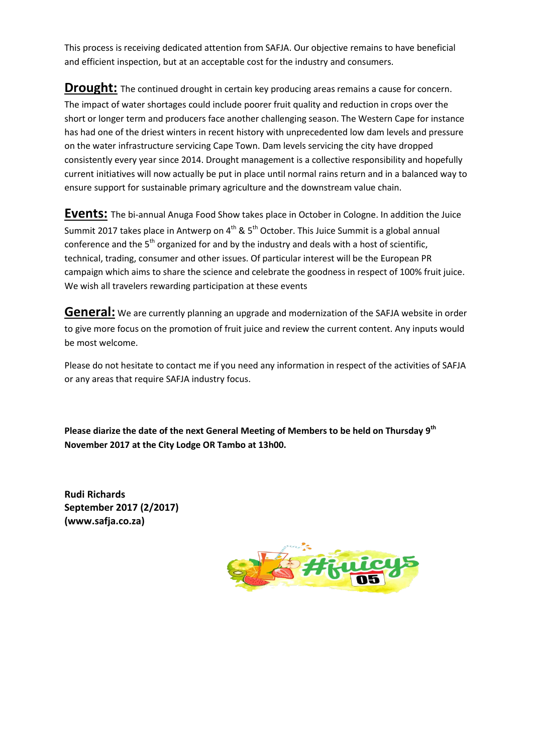This process is receiving dedicated attention from SAFJA. Our objective remains to have beneficial and efficient inspection, but at an acceptable cost for the industry and consumers.

**Drought:** The continued drought in certain key producing areas remains a cause for concern. The impact of water shortages could include poorer fruit quality and reduction in crops over the short or longer term and producers face another challenging season. The Western Cape for instance has had one of the driest winters in recent history with unprecedented low dam levels and pressure on the water infrastructure servicing Cape Town. Dam levels servicing the city have dropped consistently every year since 2014. Drought management is a collective responsibility and hopefully current initiatives will now actually be put in place until normal rains return and in a balanced way to ensure support for sustainable primary agriculture and the downstream value chain.

**Events:** The bi-annual Anuga Food Show takes place in October in Cologne. In addition the Juice Summit 2017 takes place in Antwerp on 4th & 5th October. This Juice Summit is a global annual conference and the 5th organized for and by the industry and deals with a host of scientific, technical, trading, consumer and other issues. Of particular interest will be the European PR campaign which aims to share the science and celebrate the goodness in respect of 100% fruit juice. We wish all travelers rewarding participation at these events

**General:** We are currently planning an upgrade and modernization of the SAFJA website in order to give more focus on the promotion of fruit juice and review the current content. Any inputs would be most welcome.

Please do not hesitate to contact me if you need any information in respect of the activities of SAFJA or any areas that require SAFJA industry focus.

**Please diarize the date of the next General Meeting of Members to be held on Thursday 9th November 2017 at the City Lodge OR Tambo at 13h00.**

**Rudi Richards**
**September 2017 (2/2017)**
**(www.safja.co.za)**

#juicy5
05